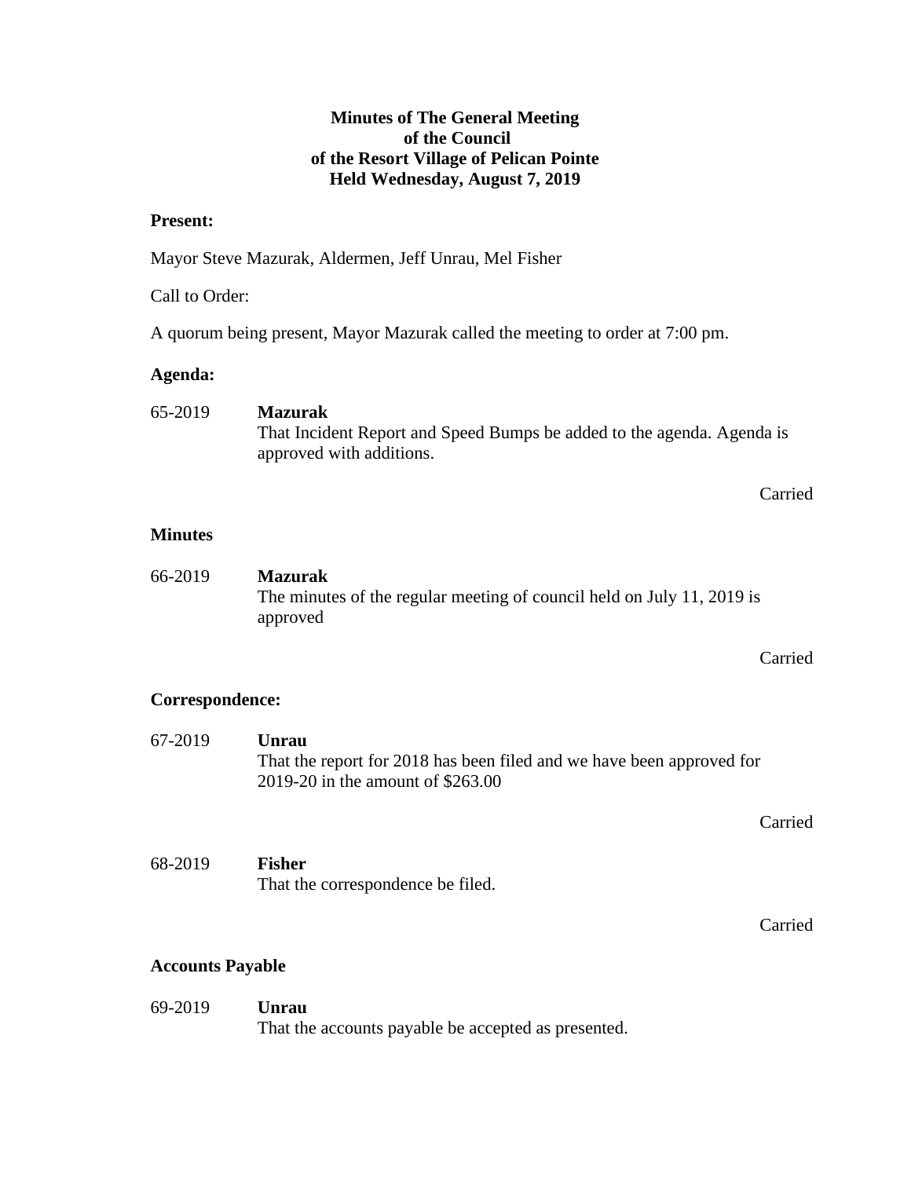**Minutes of The General Meeting**
**of the Council**
**of the Resort Village of Pelican Pointe**
**Held Wednesday, August 7, 2019**

**Present:**

Mayor Steve Mazurak, Aldermen, Jeff Unrau, Mel Fisher

Call to Order:

A quorum being present, Mayor Mazurak called the meeting to order at 7:00 pm.

**Agenda:**

65-2019 **Mazurak**
That Incident Report and Speed Bumps be added to the agenda. Agenda is approved with additions.

Carried

**Minutes**

66-2019 **Mazurak**
The minutes of the regular meeting of council held on July 11, 2019 is approved

Carried

**Correspondence:**

67-2019 **Unrau**
That the report for 2018 has been filed and we have been approved for 2019-20 in the amount of $263.00

Carried

68-2019 **Fisher**
That the correspondence be filed.

Carried

**Accounts Payable**

69-2019 **Unrau**
That the accounts payable be accepted as presented.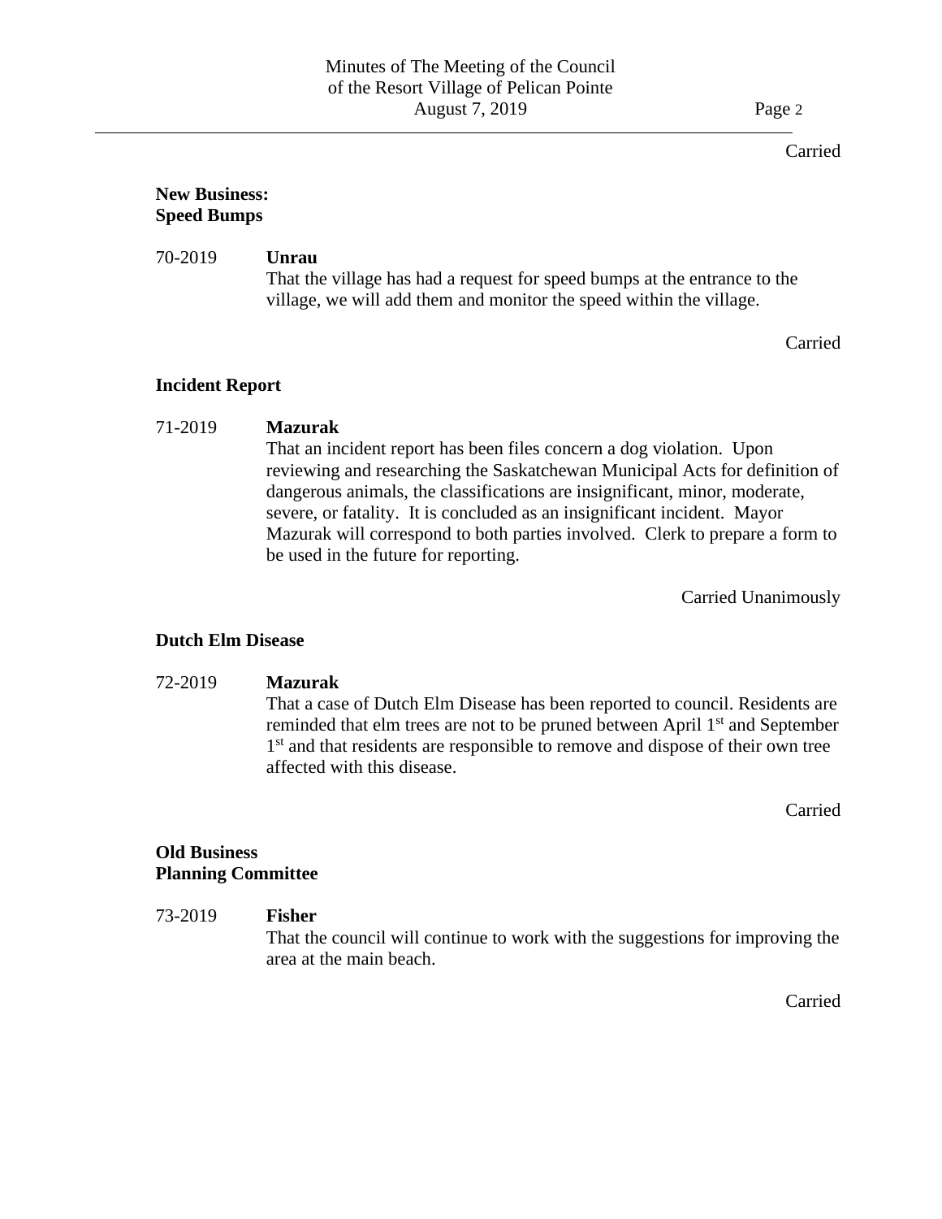Carried

**New Business:**
**Speed Bumps**

70-2019 **Unrau**
That the village has had a request for speed bumps at the entrance to the village, we will add them and monitor the speed within the village.

Carried

**Incident Report**

71-2019 **Mazurak**
That an incident report has been files concern a dog violation. Upon reviewing and researching the Saskatchewan Municipal Acts for definition of dangerous animals, the classifications are insignificant, minor, moderate, severe, or fatality. It is concluded as an insignificant incident. Mayor Mazurak will correspond to both parties involved. Clerk to prepare a form to be used in the future for reporting.

Carried Unanimously

**Dutch Elm Disease**

72-2019 **Mazurak**
That a case of Dutch Elm Disease has been reported to council. Residents are reminded that elm trees are not to be pruned between April 1st and September 1st and that residents are responsible to remove and dispose of their own tree affected with this disease.

Carried

**Old Business**
**Planning Committee**

73-2019 **Fisher**
That the council will continue to work with the suggestions for improving the area at the main beach.

Carried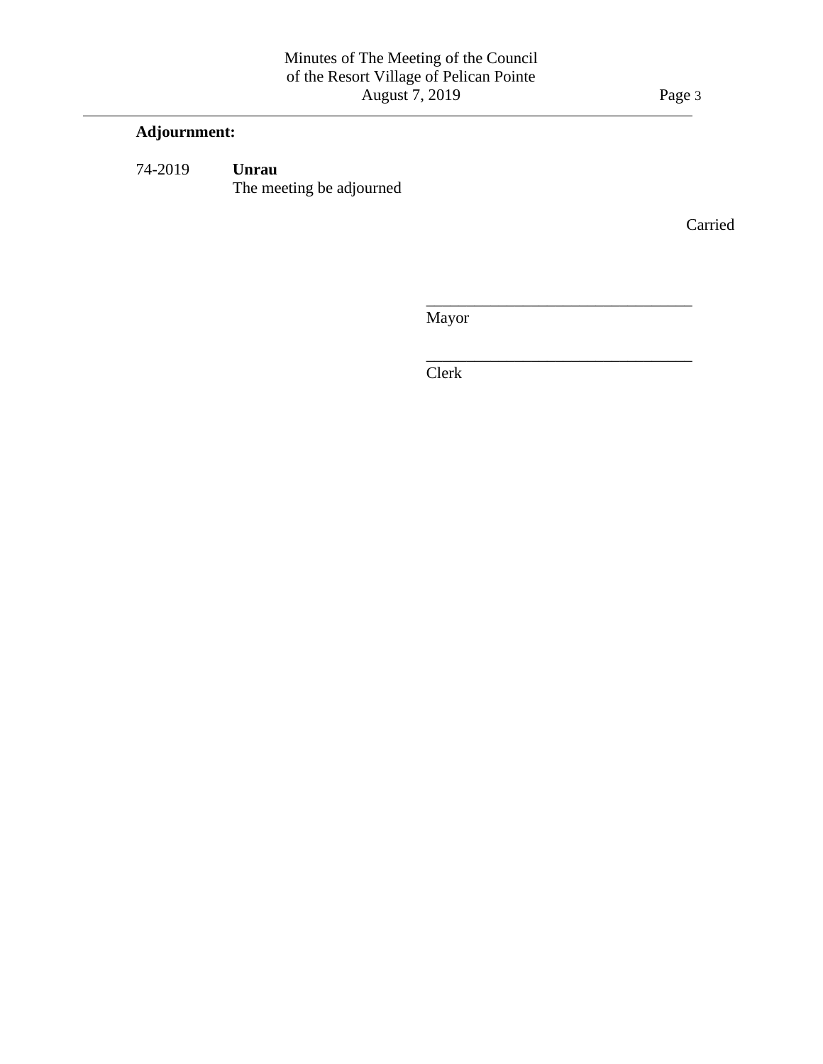**Adjournment:**

74-2019 **Unrau**
The meeting be adjourned

Carried

\_\_\_\_\_\_\_\_\_\_\_\_\_\_\_\_\_\_\_\_\_\_\_\_\_\_\_\_\_\_\_\_
Mayor

\_\_\_\_\_\_\_\_\_\_\_\_\_\_\_\_\_\_\_\_\_\_\_\_\_\_\_\_\_\_\_\_
Clerk